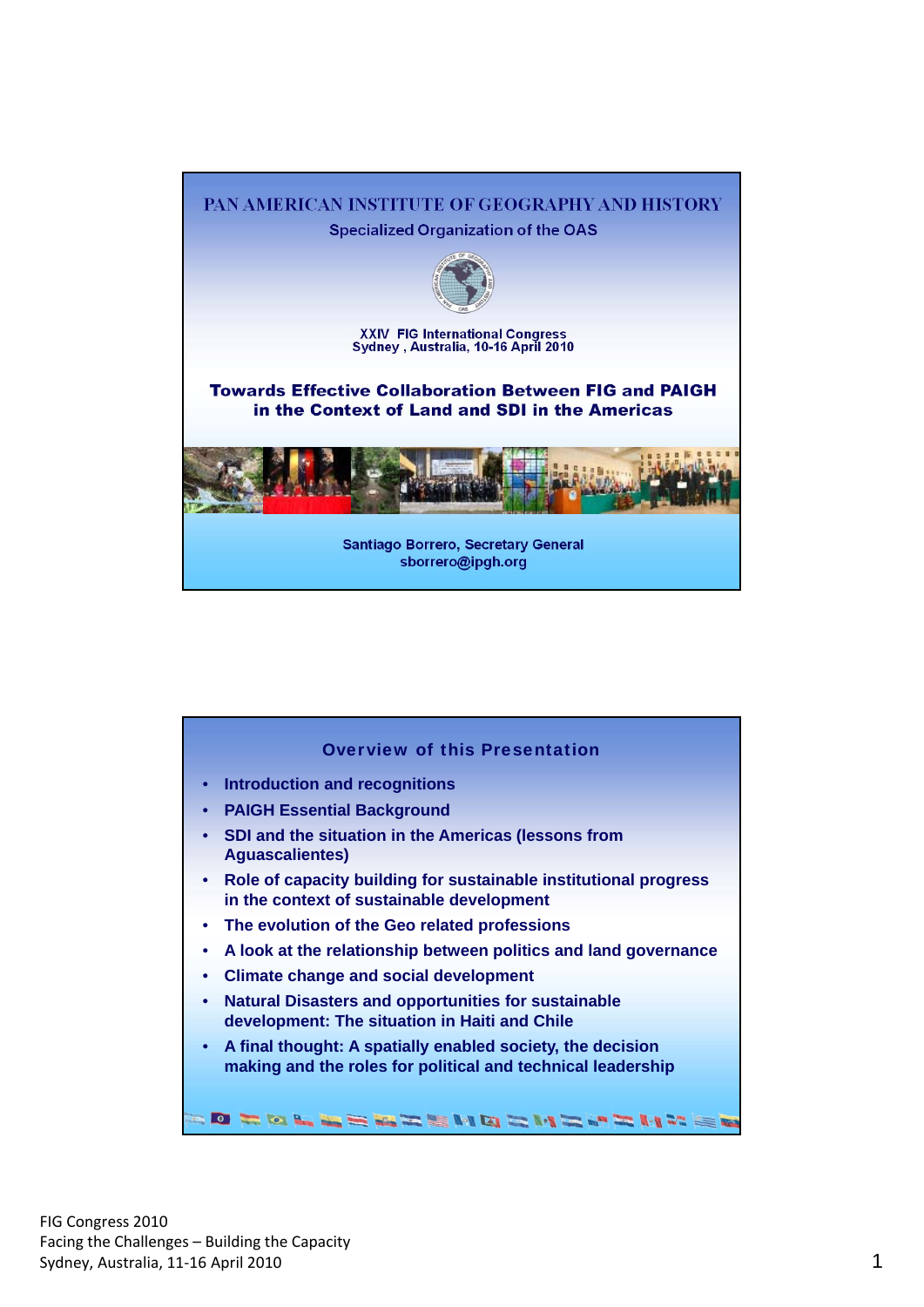PAN AMERICAN INSTITUTE OF GEOGRAPHY AND HISTORY

Specialized Organization of the OAS

XXIV FIG International Congress
Sydney , Australia, 10-16 April 2010

# Towards Effective Collaboration Between FIG and PAIGH in the Context of Land and SDI in the Americas

Santiago Borrero, Secretary General
sborrero@ipgh.org

## Overview of this Presentation

- Introduction and recognitions
- PAIGH Essential Background
- SDI and the situation in the Americas (lessons from Aguascalientes)
- Role of capacity building for sustainable institutional progress in the context of sustainable development
- The evolution of the Geo related professions
- A look at the relationship between politics and land governance
- Climate change and social development
- Natural Disasters and opportunities for sustainable development: The situation in Haiti and Chile
- A final thought: A spatially enabled society, the decision making and the roles for political and technical leadership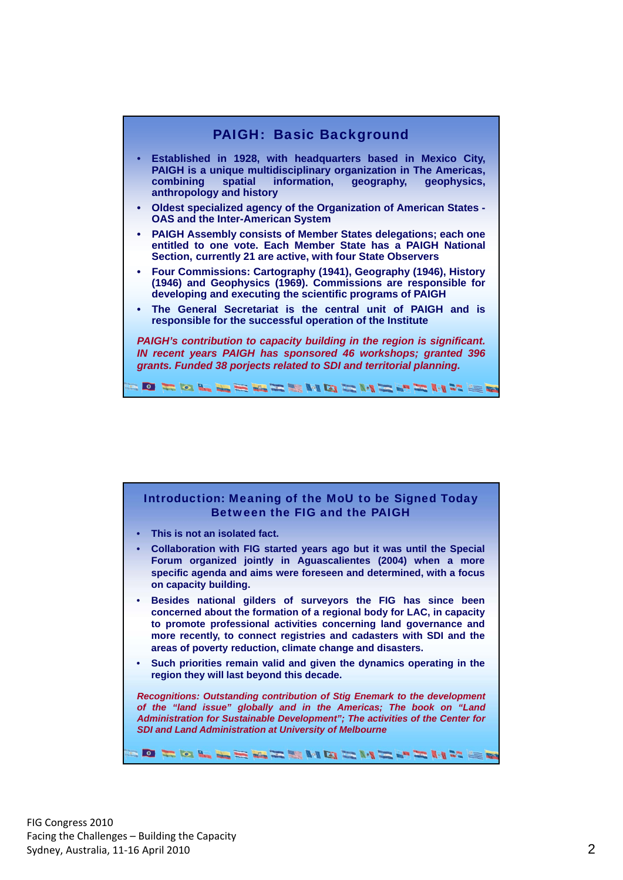## PAIGH: Basic Background

- Established in 1928, with headquarters based in Mexico City, PAIGH is a unique multidisciplinary organization in The Americas, combining spatial information, geography, geophysics, anthropology and history
- Oldest specialized agency of the Organization of American States - OAS and the Inter-American System
- PAIGH Assembly consists of Member States delegations; each one entitled to one vote. Each Member State has a PAIGH National Section, currently 21 are active, with four State Observers
- Four Commissions: Cartography (1941), Geography (1946), History (1946) and Geophysics (1969). Commissions are responsible for developing and executing the scientific programs of PAIGH
- The General Secretariat is the central unit of PAIGH and is responsible for the successful operation of the Institute

*PAIGH's contribution to capacity building in the region is significant. IN recent years PAIGH has sponsored 46 workshops; granted 396 grants. Funded 38 porjects related to SDI and territorial planning.*

## Introduction: Meaning of the MoU to be Signed Today Between the FIG and the PAIGH

- This is not an isolated fact.
- Collaboration with FIG started years ago but it was until the Special Forum organized jointly in Aguascalientes (2004) when a more specific agenda and aims were foreseen and determined, with a focus on capacity building.
- Besides national gilders of surveyors the FIG has since been concerned about the formation of a regional body for LAC, in capacity to promote professional activities concerning land governance and more recently, to connect registries and cadasters with SDI and the areas of poverty reduction, climate change and disasters.
- Such priorities remain valid and given the dynamics operating in the region they will last beyond this decade.

*Recognitions: Outstanding contribution of Stig Enemark to the development of the "land issue" globally and in the Americas; The book on "Land Administration for Sustainable Development"; The activities of the Center for SDI and Land Administration at University of Melbourne*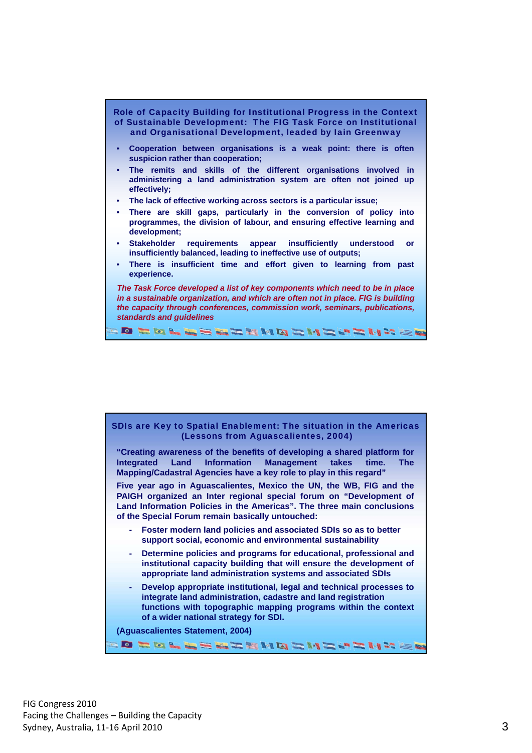## Role of Capacity Building for Institutional Progress in the Context of Sustainable Development: The FIG Task Force on Institutional and Organisational Development, leaded by Iain Greenway

- Cooperation between organisations is a weak point: there is often suspicion rather than cooperation;
- The remits and skills of the different organisations involved in administering a land administration system are often not joined up effectively;
- The lack of effective working across sectors is a particular issue;
- There are skill gaps, particularly in the conversion of policy into programmes, the division of labour, and ensuring effective learning and development;
- Stakeholder requirements appear insufficiently understood or insufficiently balanced, leading to ineffective use of outputs;
- There is insufficient time and effort given to learning from past experience.

*The Task Force developed a list of key components which need to be in place in a sustainable organization, and which are often not in place. FIG is building the capacity through conferences, commission work, seminars, publications, standards and guidelines*

## SDIs are Key to Spatial Enablement: The situation in the Americas (Lessons from Aguascalientes, 2004)

**"Creating awareness of the benefits of developing a shared platform for Integrated Land Information Management takes time. The Mapping/Cadastral Agencies have a key role to play in this regard"**

**Five year ago in Aguascalientes, Mexico the UN, the WB, FIG and the PAIGH organized an Inter regional special forum on "Development of Land Information Policies in the Americas". The three main conclusions of the Special Forum remain basically untouched:**

- Foster modern land policies and associated SDIs so as to better support social, economic and environmental sustainability
- Determine policies and programs for educational, professional and institutional capacity building that will ensure the development of appropriate land administration systems and associated SDIs
- Develop appropriate institutional, legal and technical processes to integrate land administration, cadastre and land registration functions with topographic mapping programs within the context of a wider national strategy for SDI.

**(Aguascalientes Statement, 2004)**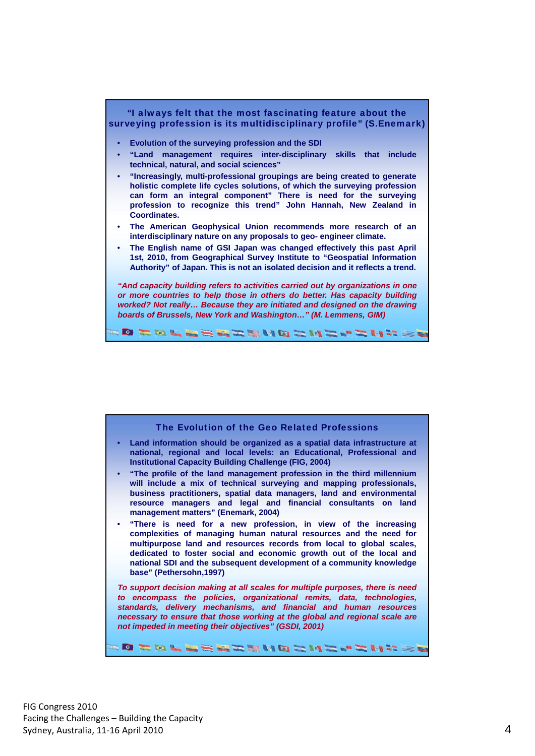## "I always felt that the most fascinating feature about the surveying profession is its multidisciplinary profile" (S.Enemark)

- **Evolution of the surveying profession and the SDI**
- **"Land management requires inter-disciplinary skills that include technical, natural, and social sciences"**
- **"Increasingly, multi-professional groupings are being created to generate holistic complete life cycles solutions, of which the surveying profession can form an integral component" There is need for the surveying profession to recognize this trend" John Hannah, New Zealand in Coordinates.**
- **The American Geophysical Union recommends more research of an interdisciplinary nature on any proposals to geo- engineer climate.**
- **The English name of GSI Japan was changed effectively this past April 1st, 2010, from Geographical Survey Institute to "Geospatial Information Authority" of Japan. This is not an isolated decision and it reflects a trend.**

***"And capacity building refers to activities carried out by organizations in one or more countries to help those in others do better. Has capacity building worked? Not really… Because they are initiated and designed on the drawing boards of Brussels, New York and Washington…" (M. Lemmens, GIM)***

## The Evolution of the Geo Related Professions

- **Land information should be organized as a spatial data infrastructure at national, regional and local levels: an Educational, Professional and Institutional Capacity Building Challenge (FIG, 2004)**
- **"The profile of the land management profession in the third millennium will include a mix of technical surveying and mapping professionals, business practitioners, spatial data managers, land and environmental resource managers and legal and financial consultants on land management matters" (Enemark, 2004)**
- **"There is need for a new profession, in view of the increasing complexities of managing human natural resources and the need for multipurpose land and resources records from local to global scales, dedicated to foster social and economic growth out of the local and national SDI and the subsequent development of a community knowledge base" (Pethersohn,1997)**

***To support decision making at all scales for multiple purposes, there is need to encompass the policies, organizational remits, data, technologies, standards, delivery mechanisms, and financial and human resources necessary to ensure that those working at the global and regional scale are not impeded in meeting their objectives" (GSDI, 2001)***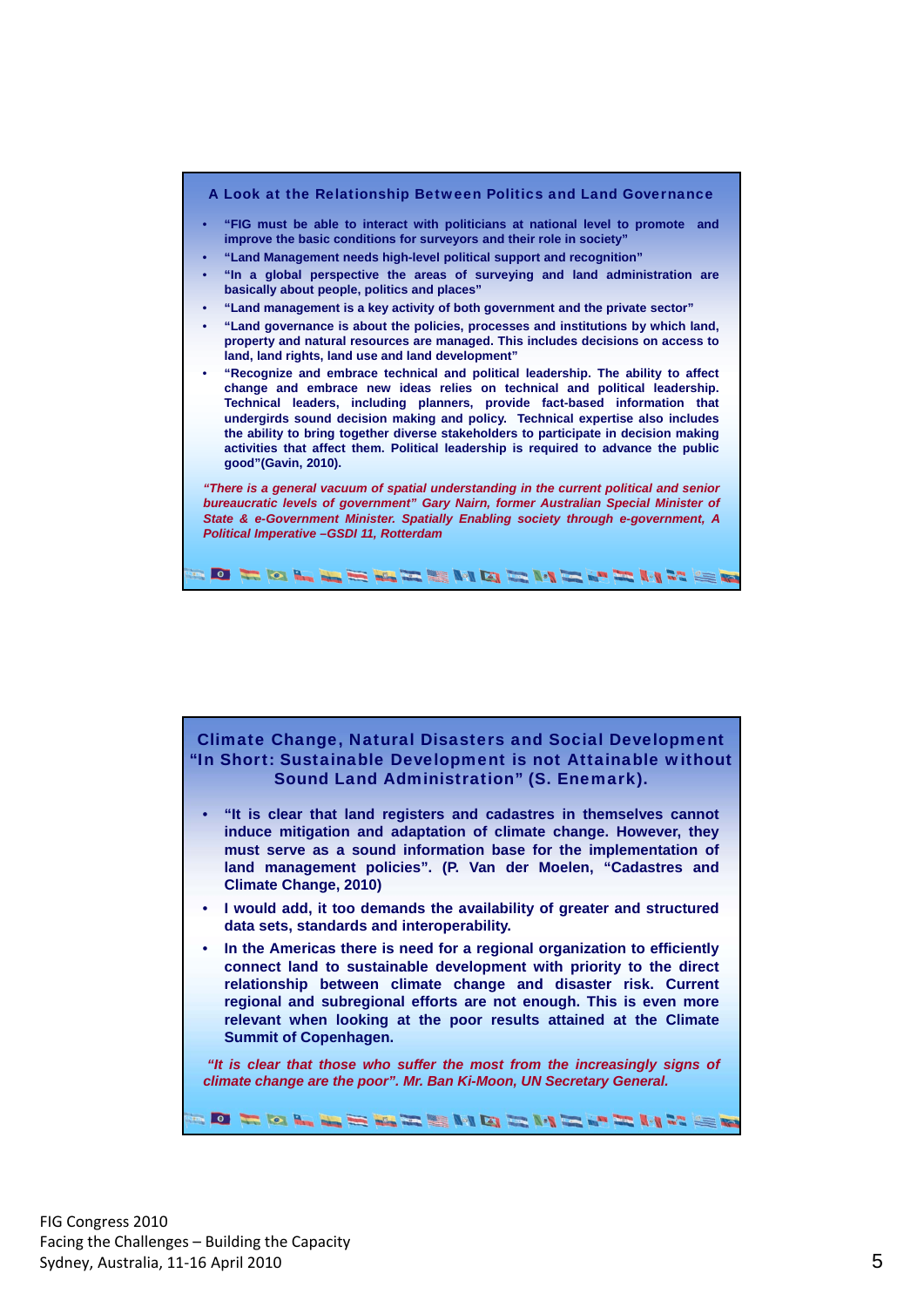## A Look at the Relationship Between Politics and Land Governance

- **"FIG must be able to interact with politicians at national level to promote and improve the basic conditions for surveyors and their role in society"**
- **"Land Management needs high-level political support and recognition"**
- **"In a global perspective the areas of surveying and land administration are basically about people, politics and places"**
- **"Land management is a key activity of both government and the private sector"**
- **"Land governance is about the policies, processes and institutions by which land, property and natural resources are managed. This includes decisions on access to land, land rights, land use and land development"**
- **"Recognize and embrace technical and political leadership. The ability to affect change and embrace new ideas relies on technical and political leadership. Technical leaders, including planners, provide fact-based information that undergirds sound decision making and policy. Technical expertise also includes the ability to bring together diverse stakeholders to participate in decision making activities that affect them. Political leadership is required to advance the public good"(Gavin, 2010).**

***"There is a general vacuum of spatial understanding in the current political and senior bureaucratic levels of government" Gary Nairn, former Australian Special Minister of State & e-Government Minister. Spatially Enabling society through e-government, A Political Imperative –GSDI 11, Rotterdam***

## Climate Change, Natural Disasters and Social Development "In Short: Sustainable Development is not Attainable without Sound Land Administration" (S. Enemark).

- **"It is clear that land registers and cadastres in themselves cannot induce mitigation and adaptation of climate change. However, they must serve as a sound information base for the implementation of land management policies". (P. Van der Moelen, "Cadastres and Climate Change, 2010)**
- **I would add, it too demands the availability of greater and structured data sets, standards and interoperability.**
- **In the Americas there is need for a regional organization to efficiently connect land to sustainable development with priority to the direct relationship between climate change and disaster risk. Current regional and subregional efforts are not enough. This is even more relevant when looking at the poor results attained at the Climate Summit of Copenhagen.**

***"It is clear that those who suffer the most from the increasingly signs of climate change are the poor". Mr. Ban Ki-Moon, UN Secretary General.***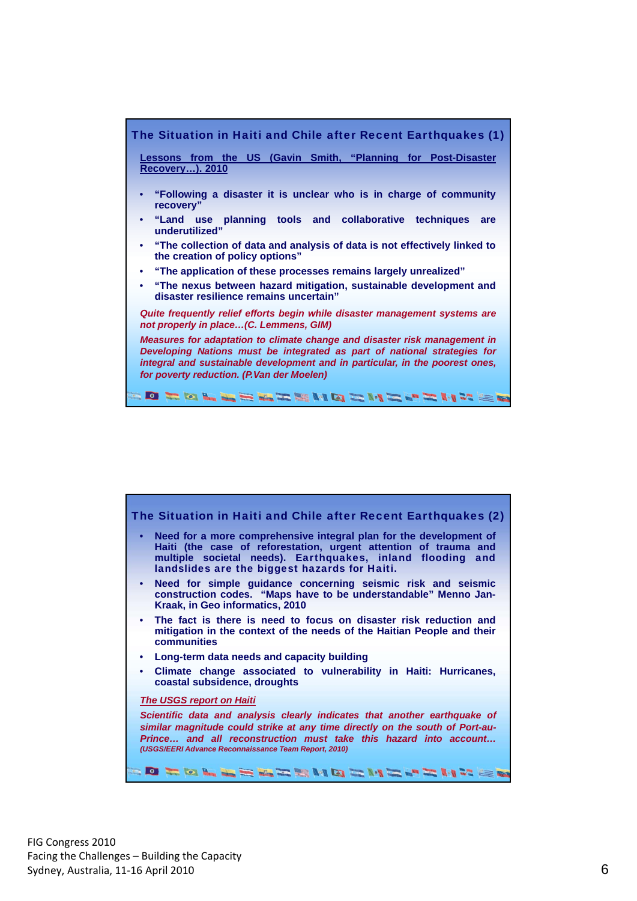## The Situation in Haiti and Chile after Recent Earthquakes (1)

**Lessons from the US (Gavin Smith, "Planning for Post-Disaster Recovery…). 2010**

- **"Following a disaster it is unclear who is in charge of community recovery"**
- **"Land use planning tools and collaborative techniques are underutilized"**
- **"The collection of data and analysis of data is not effectively linked to the creation of policy options"**
- **"The application of these processes remains largely unrealized"**
- **"The nexus between hazard mitigation, sustainable development and disaster resilience remains uncertain"**

***Quite frequently relief efforts begin while disaster management systems are not properly in place…(C. Lemmens, GIM)***

***Measures for adaptation to climate change and disaster risk management in Developing Nations must be integrated as part of national strategies for integral and sustainable development and in particular, in the poorest ones, for poverty reduction. (P.Van der Moelen)***

## The Situation in Haiti and Chile after Recent Earthquakes (2)

- **Need for a more comprehensive integral plan for the development of Haiti (the case of reforestation, urgent attention of trauma and multiple societal needs). Earthquakes, inland flooding and landslides are the biggest hazards for Haiti.**
- **Need for simple guidance concerning seismic risk and seismic construction codes. "Maps have to be understandable" Menno Jan-Kraak, in Geo informatics, 2010**
- **The fact is there is need to focus on disaster risk reduction and mitigation in the context of the needs of the Haitian People and their communities**
- **Long-term data needs and capacity building**
- **Climate change associated to vulnerability in Haiti: Hurricanes, coastal subsidence, droughts**

***The USGS report on Haiti***

***Scientific data and analysis clearly indicates that another earthquake of similar magnitude could strike at any time directly on the south of Port-au-Prince… and all reconstruction must take this hazard into account…***
***(USGS/EERI Advance Reconnaissance Team Report, 2010)***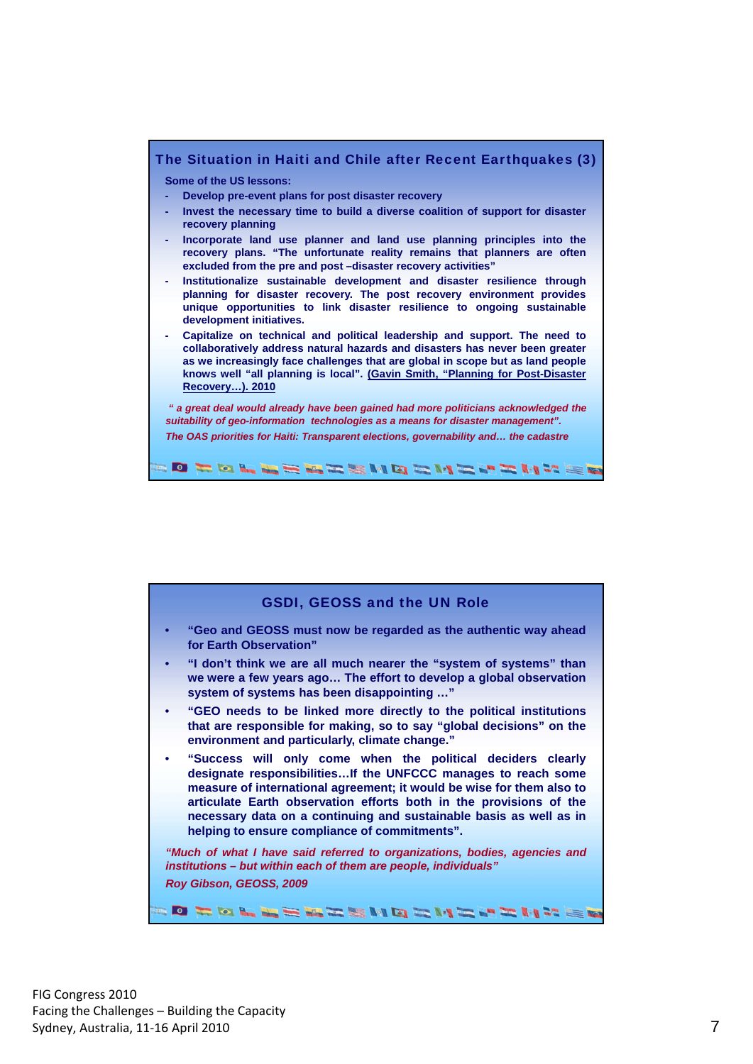## The Situation in Haiti and Chile after Recent Earthquakes (3)

**Some of the US lessons:**

- **Develop pre-event plans for post disaster recovery**
- **Invest the necessary time to build a diverse coalition of support for disaster recovery planning**
- **Incorporate land use planner and land use planning principles into the recovery plans. "The unfortunate reality remains that planners are often excluded from the pre and post –disaster recovery activities"**
- **Institutionalize sustainable development and disaster resilience through planning for disaster recovery. The post recovery environment provides unique opportunities to link disaster resilience to ongoing sustainable development initiatives.**
- **Capitalize on technical and political leadership and support. The need to collaboratively address natural hazards and disasters has never been greater as we increasingly face challenges that are global in scope but as land people knows well "all planning is local". (Gavin Smith, "Planning for Post-Disaster Recovery…). 2010**

***" a great deal would already have been gained had more politicians acknowledged the suitability of geo-information technologies as a means for disaster management".***

***The OAS priorities for Haiti: Transparent elections, governability and… the cadastre***

## GSDI, GEOSS and the UN Role

- **"Geo and GEOSS must now be regarded as the authentic way ahead for Earth Observation"**
- **"I don't think we are all much nearer the "system of systems" than we were a few years ago… The effort to develop a global observation system of systems has been disappointing …"**
- **"GEO needs to be linked more directly to the political institutions that are responsible for making, so to say "global decisions" on the environment and particularly, climate change."**
- **"Success will only come when the political deciders clearly designate responsibilities…If the UNFCCC manages to reach some measure of international agreement; it would be wise for them also to articulate Earth observation efforts both in the provisions of the necessary data on a continuing and sustainable basis as well as in helping to ensure compliance of commitments".**

***"Much of what I have said referred to organizations, bodies, agencies and institutions – but within each of them are people, individuals"***

***Roy Gibson, GEOSS, 2009***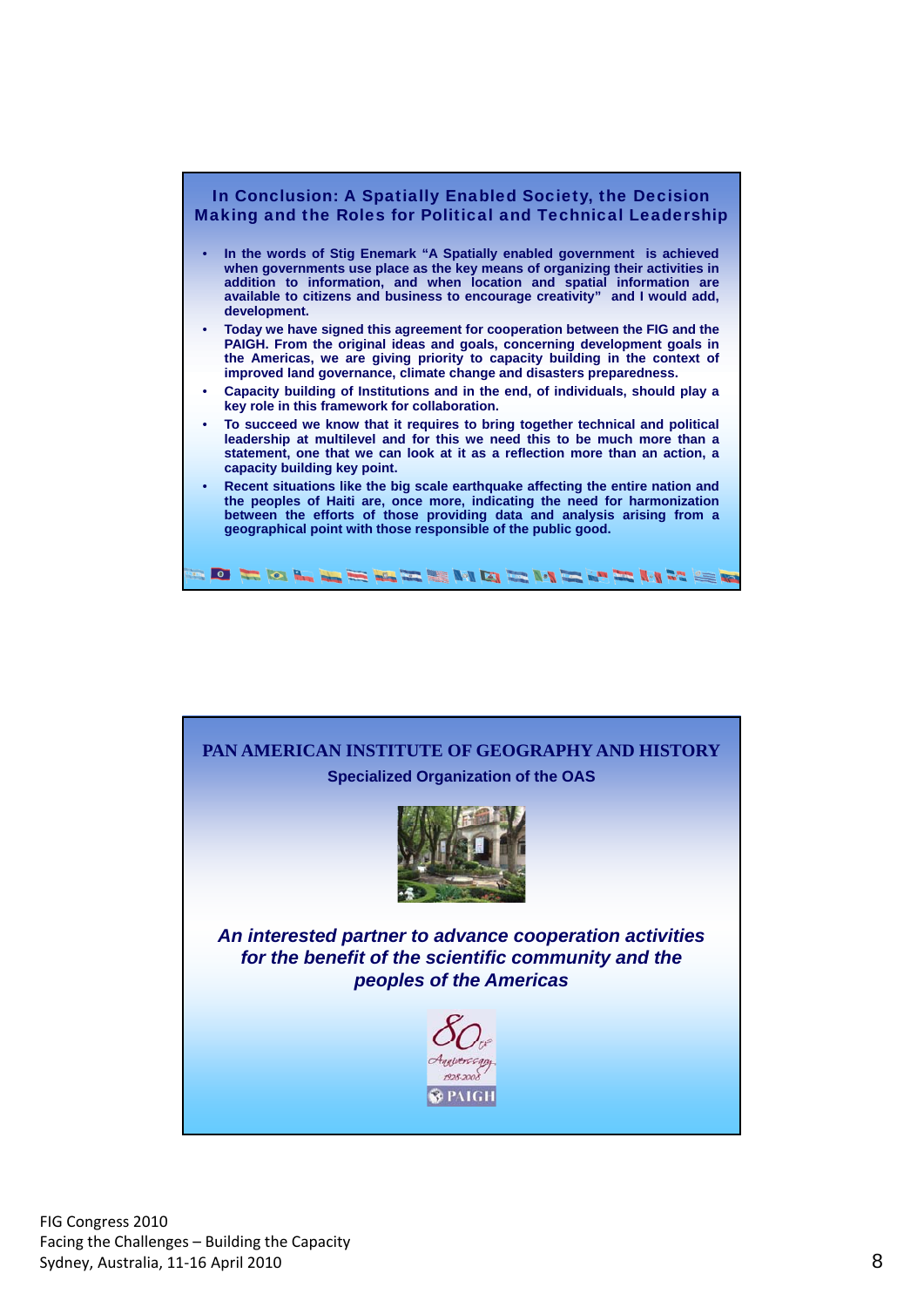## In Conclusion: A Spatially Enabled Society, the Decision Making and the Roles for Political and Technical Leadership

- **In the words of Stig Enemark "A Spatially enabled government is achieved when governments use place as the key means of organizing their activities in addition to information, and when location and spatial information are available to citizens and business to encourage creativity" and I would add, development.**
- **Today we have signed this agreement for cooperation between the FIG and the PAIGH. From the original ideas and goals, concerning development goals in the Americas, we are giving priority to capacity building in the context of improved land governance, climate change and disasters preparedness.**
- **Capacity building of Institutions and in the end, of individuals, should play a key role in this framework for collaboration.**
- **To succeed we know that it requires to bring together technical and political leadership at multilevel and for this we need this to be much more than a statement, one that we can look at it as a reflection more than an action, a capacity building key point.**
- **Recent situations like the big scale earthquake affecting the entire nation and the peoples of Haiti are, once more, indicating the need for harmonization between the efforts of those providing data and analysis arising from a geographical point with those responsible of the public good.**

## PAN AMERICAN INSTITUTE OF GEOGRAPHY AND HISTORY

**Specialized Organization of the OAS**

***An interested partner to advance cooperation activities for the benefit of the scientific community and the peoples of the Americas***

80th Anniversary 1928-2008

PAIGH